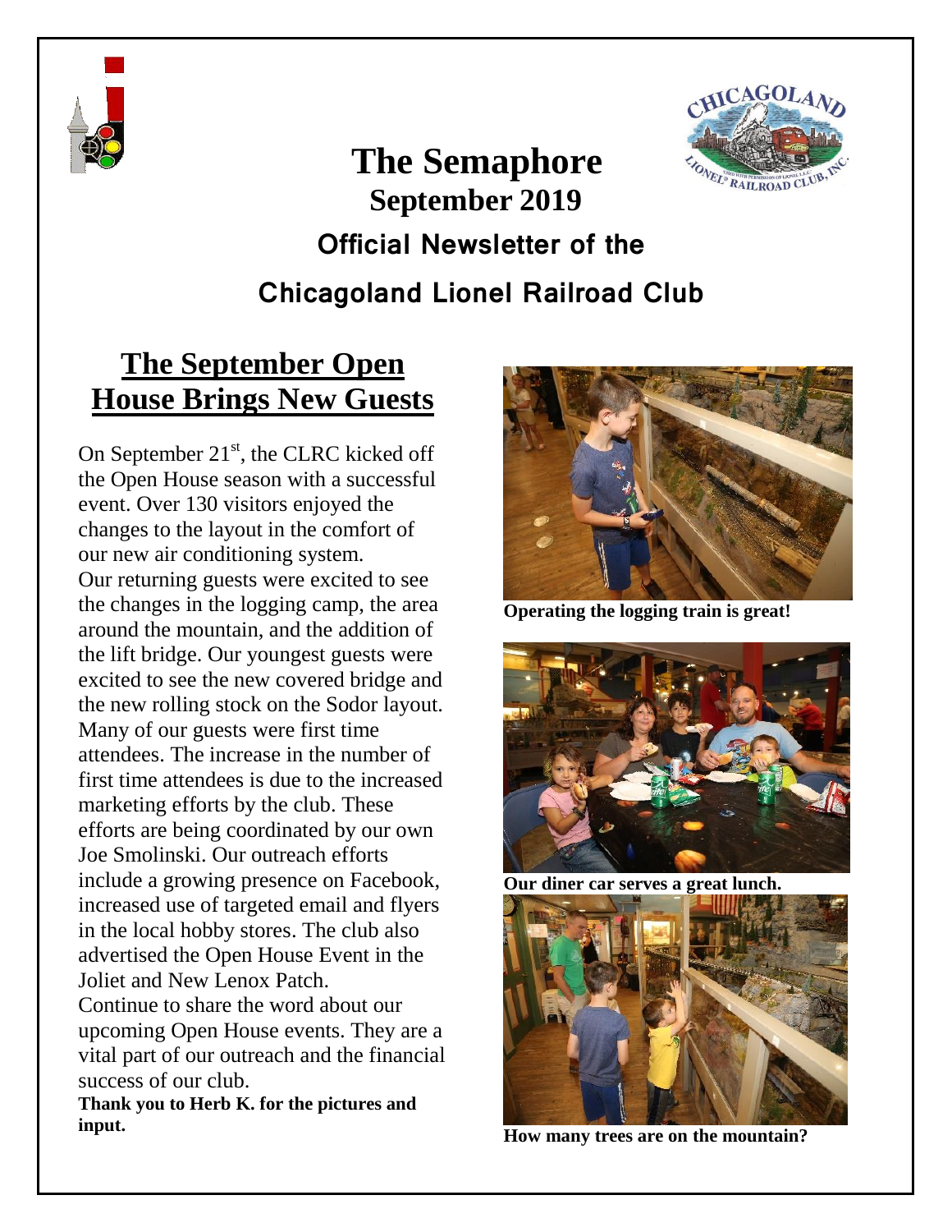# The Semaphore

## September 2019

## Official Newsletter of the Chicagoland Lionel Railroad Club

## The September Open House Brings New Guests

On September 21st, the CLRC kicked off the Open House season with a successful event. Over 130 visitors enjoyed the changes to the layout in the comfort of our new air conditioning system.

Our returning guests were excited to see the changes in the logging camp, the area around the mountain, and the addition of the lift bridge. Our youngest guests were excited to see the new covered bridge and the new rolling stock on the Sodor layout. Many of our guests were first time attendees. The increase in the number of first time attendees is due to the increased marketing efforts by the club. These efforts are being coordinated by our own Joe Smolinski. Our outreach efforts include a growing presence on Facebook, increased use of targeted email and flyers in the local hobby stores. The club also advertised the Open House Event in the Joliet and New Lenox Patch.

Continue to share the word about our upcoming Open House events. They are a vital part of our outreach and the financial success of our club.

**Thank you to Herb K. for the pictures and input.**

**Operating the logging train is great!**

**Our diner car serves a great lunch.**

**How many trees are on the mountain?**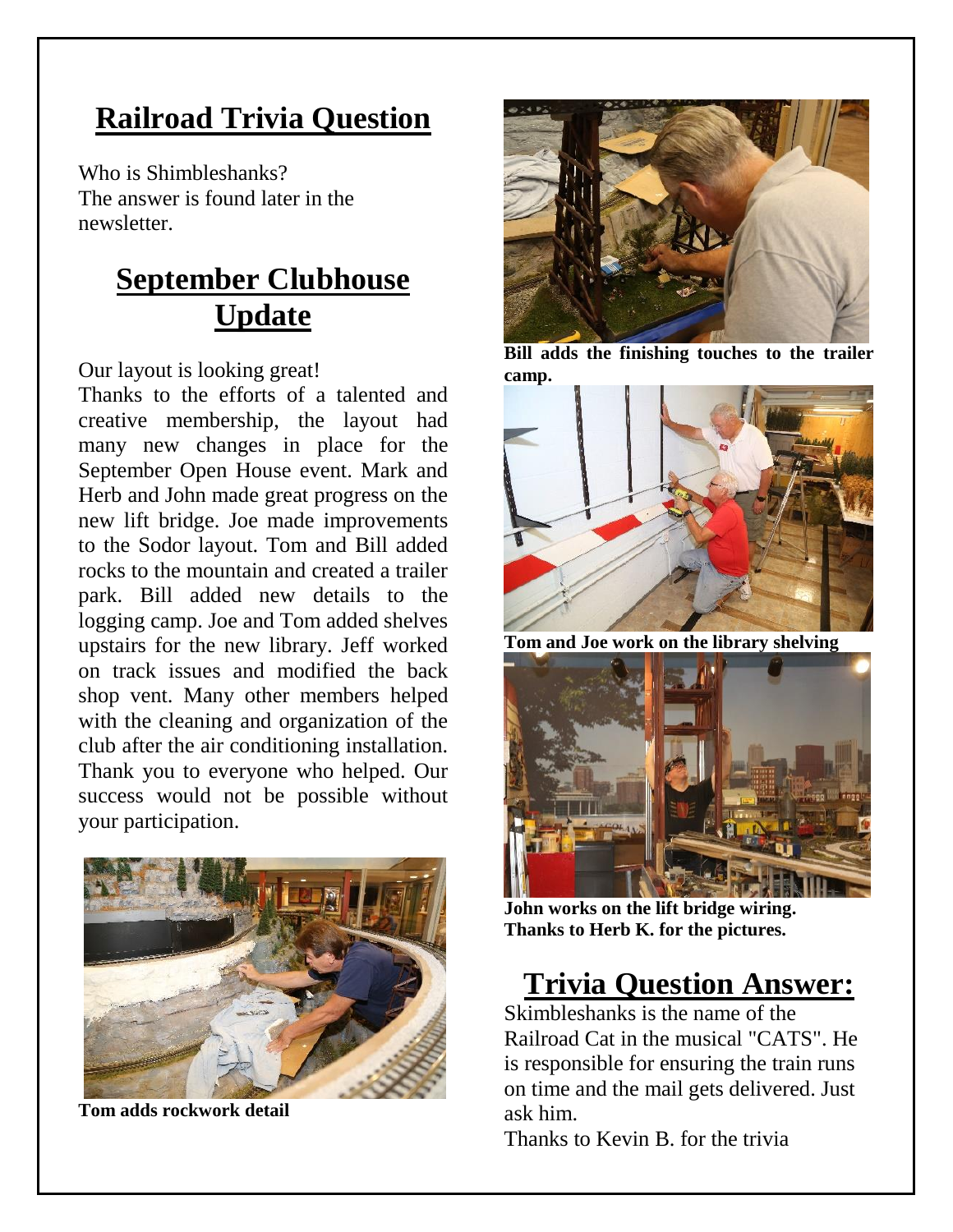## Railroad Trivia Question

Who is Shimbleshanks?
The answer is found later in the newsletter.

## September Clubhouse Update

Our layout is looking great!
Thanks to the efforts of a talented and creative membership, the layout had many new changes in place for the September Open House event. Mark and Herb and John made great progress on the new lift bridge. Joe made improvements to the Sodor layout. Tom and Bill added rocks to the mountain and created a trailer park. Bill added new details to the logging camp. Joe and Tom added shelves upstairs for the new library. Jeff worked on track issues and modified the back shop vent. Many other members helped with the cleaning and organization of the club after the air conditioning installation. Thank you to everyone who helped. Our success would not be possible without your participation.

**Tom adds rockwork detail**

**Bill adds the finishing touches to the trailer camp.**

**Tom and Joe work on the library shelving**

**John works on the lift bridge wiring.**
**Thanks to Herb K. for the pictures.**

## Trivia Question Answer:

Skimbleshanks is the name of the Railroad Cat in the musical "CATS". He is responsible for ensuring the train runs on time and the mail gets delivered. Just ask him.

Thanks to Kevin B. for the trivia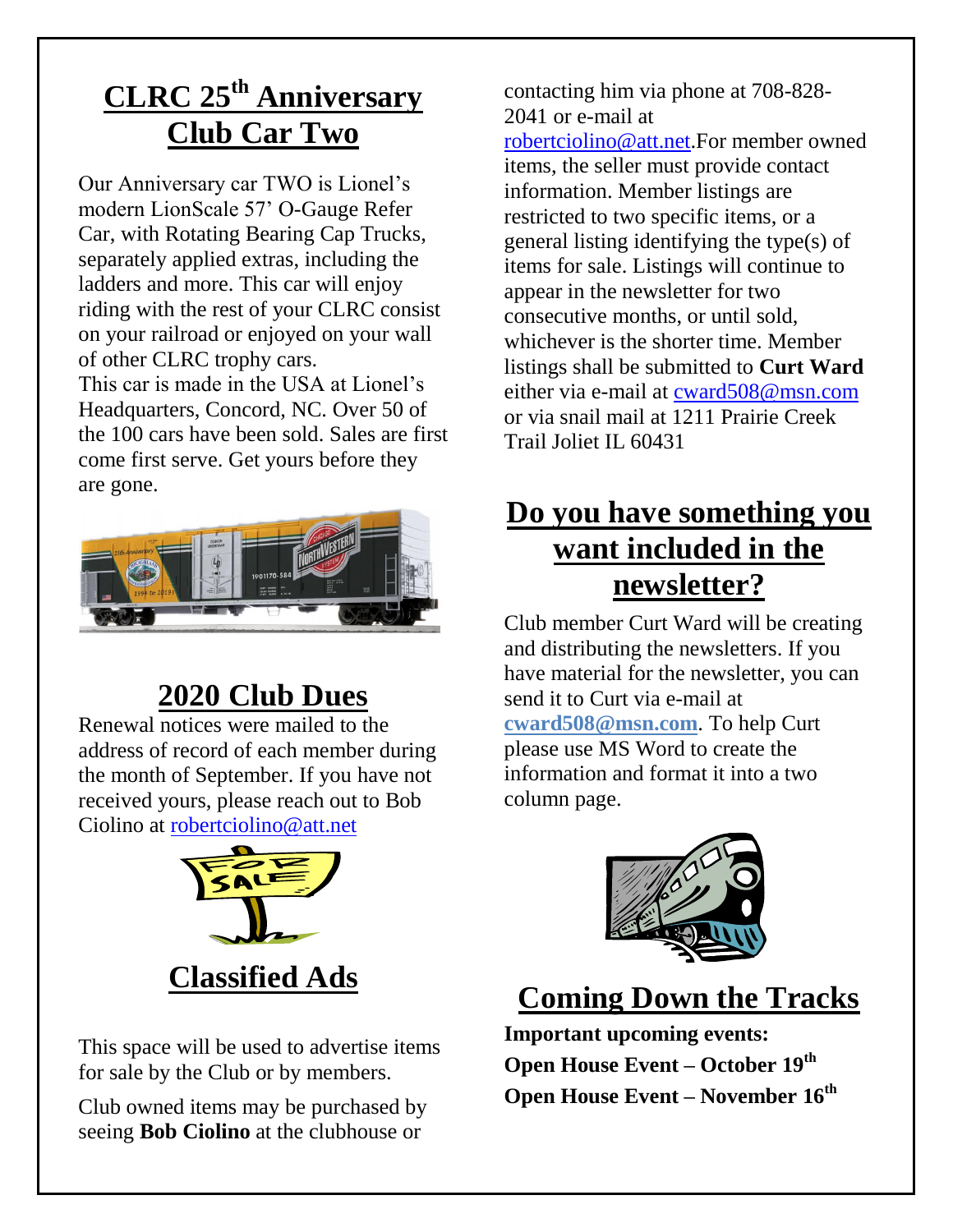# CLRC 25th Anniversary Club Car Two

Our Anniversary car TWO is Lionel's modern LionScale 57' O-Gauge Refer Car, with Rotating Bearing Cap Trucks, separately applied extras, including the ladders and more. This car will enjoy riding with the rest of your CLRC consist on your railroad or enjoyed on your wall of other CLRC trophy cars.

This car is made in the USA at Lionel's Headquarters, Concord, NC. Over 50 of the 100 cars have been sold. Sales are first come first serve. Get yours before they are gone.

# 2020 Club Dues

Renewal notices were mailed to the address of record of each member during the month of September. If you have not received yours, please reach out to Bob Ciolino at robertciolino@att.net

# Classified Ads

This space will be used to advertise items for sale by the Club or by members.

Club owned items may be purchased by seeing **Bob Ciolino** at the clubhouse or contacting him via phone at 708-828-2041 or e-mail at robertciolino@att.net.For member owned items, the seller must provide contact information. Member listings are restricted to two specific items, or a general listing identifying the type(s) of items for sale. Listings will continue to appear in the newsletter for two consecutive months, or until sold, whichever is the shorter time. Member listings shall be submitted to **Curt Ward** either via e-mail at cward508@msn.com or via snail mail at 1211 Prairie Creek Trail Joliet IL 60431

# Do you have something you want included in the newsletter?

Club member Curt Ward will be creating and distributing the newsletters. If you have material for the newsletter, you can send it to Curt via e-mail at **cward508@msn.com**. To help Curt please use MS Word to create the information and format it into a two column page.

# Coming Down the Tracks

**Important upcoming events:**

**Open House Event – October 19th**

**Open House Event – November 16th**